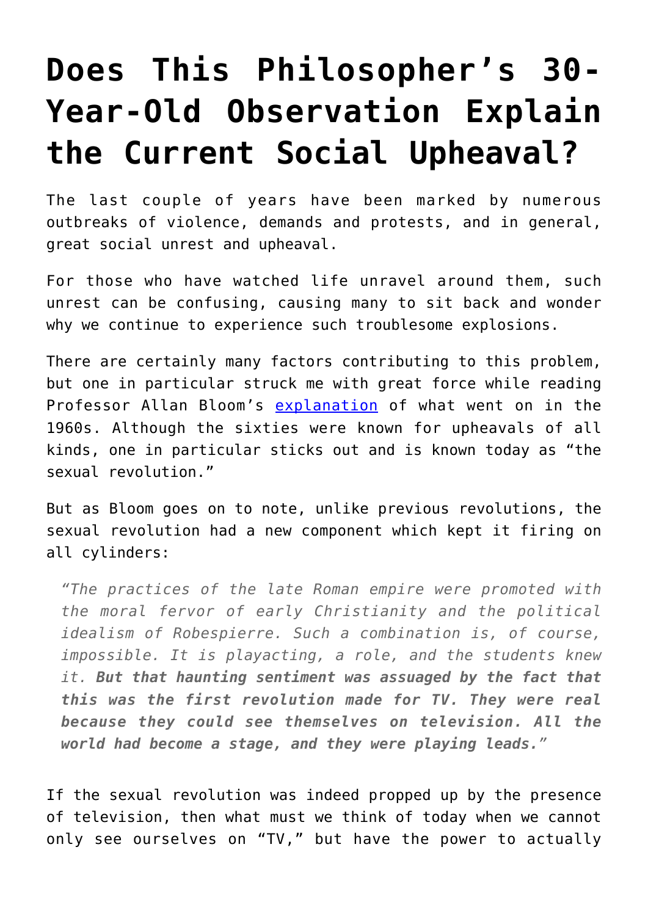# Does This Philosopher's 30-Year-Old Observation Explain the Current Social Upheaval?

The last couple of years have been marked by numerous outbreaks of violence, demands and protests, and in general, great social unrest and upheaval.

For those who have watched life unravel around them, such unrest can be confusing, causing many to sit back and wonder why we continue to experience such troublesome explosions.

There are certainly many factors contributing to this problem, but one in particular struck me with great force while reading Professor Allan Bloom's [explanation]() of what went on in the 1960s. Although the sixties were known for upheavals of all kinds, one in particular sticks out and is known today as "the sexual revolution."

But as Bloom goes on to note, unlike previous revolutions, the sexual revolution had a new component which kept it firing on all cylinders:

> *"The practices of the late Roman empire were promoted with the moral fervor of early Christianity and the political idealism of Robespierre. Such a combination is, of course, impossible. It is playacting, a role, and the students knew it.* ***But that haunting sentiment was assuaged by the fact that this was the first revolution made for TV. They were real because they could see themselves on television. All the world had become a stage, and they were playing leads.****"*

If the sexual revolution was indeed propped up by the presence of television, then what must we think of today when we cannot only see ourselves on "TV," but have the power to actually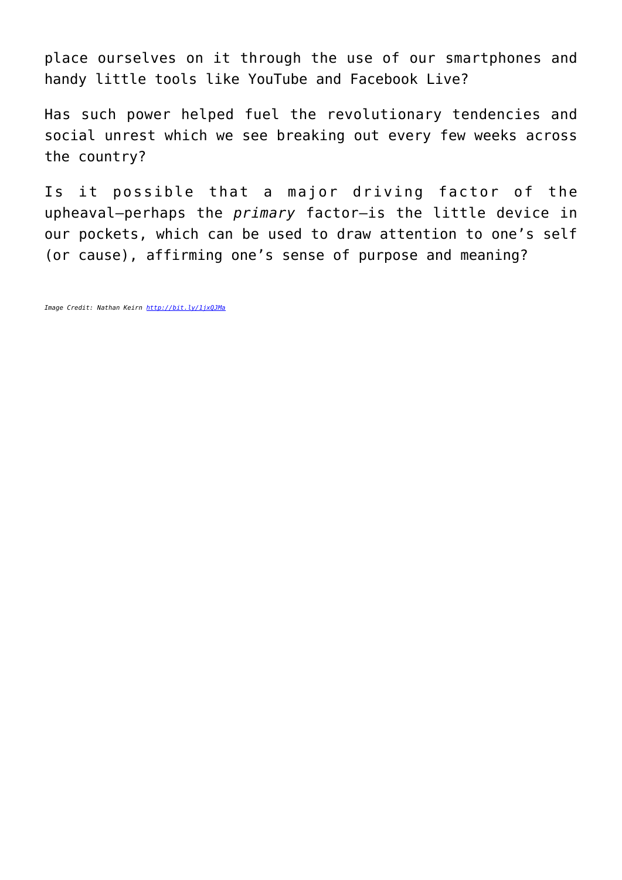place ourselves on it through the use of our smartphones and handy little tools like YouTube and Facebook Live?

Has such power helped fuel the revolutionary tendencies and social unrest which we see breaking out every few weeks across the country?

Is it possible that a major driving factor of the upheaval—perhaps the *primary* factor—is the little device in our pockets, which can be used to draw attention to one's self (or cause), affirming one's sense of purpose and meaning?

*Image Credit: Nathan Keirn [http://bit.ly/1jxQJMa](http://bit.ly/1jxQJMa)*